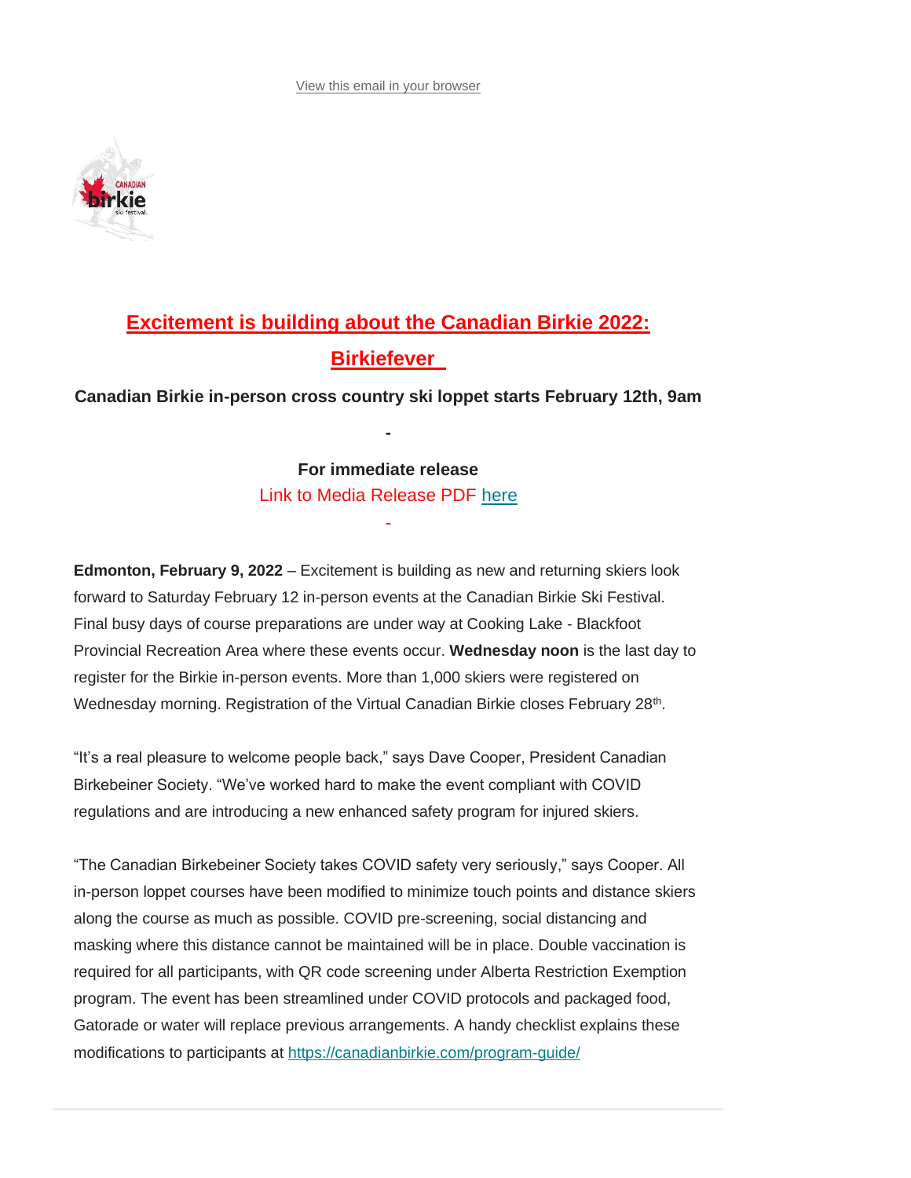View this email in your browser

# Excitement is building about the Canadian Birkie 2022: Birkiefever

**Canadian Birkie in-person cross country ski loppet starts February 12th, 9am**

**-**

**For immediate release**

Link to Media Release PDF here

-

**Edmonton, February 9, 2022** – Excitement is building as new and returning skiers look forward to Saturday February 12 in-person events at the Canadian Birkie Ski Festival. Final busy days of course preparations are under way at Cooking Lake - Blackfoot Provincial Recreation Area where these events occur. **Wednesday noon** is the last day to register for the Birkie in-person events. More than 1,000 skiers were registered on Wednesday morning. Registration of the Virtual Canadian Birkie closes February 28th.

"It's a real pleasure to welcome people back," says Dave Cooper, President Canadian Birkebeiner Society. "We've worked hard to make the event compliant with COVID regulations and are introducing a new enhanced safety program for injured skiers.

"The Canadian Birkebeiner Society takes COVID safety very seriously," says Cooper. All in-person loppet courses have been modified to minimize touch points and distance skiers along the course as much as possible. COVID pre-screening, social distancing and masking where this distance cannot be maintained will be in place. Double vaccination is required for all participants, with QR code screening under Alberta Restriction Exemption program. The event has been streamlined under COVID protocols and packaged food, Gatorade or water will replace previous arrangements. A handy checklist explains these modifications to participants at https://canadianbirkie.com/program-guide/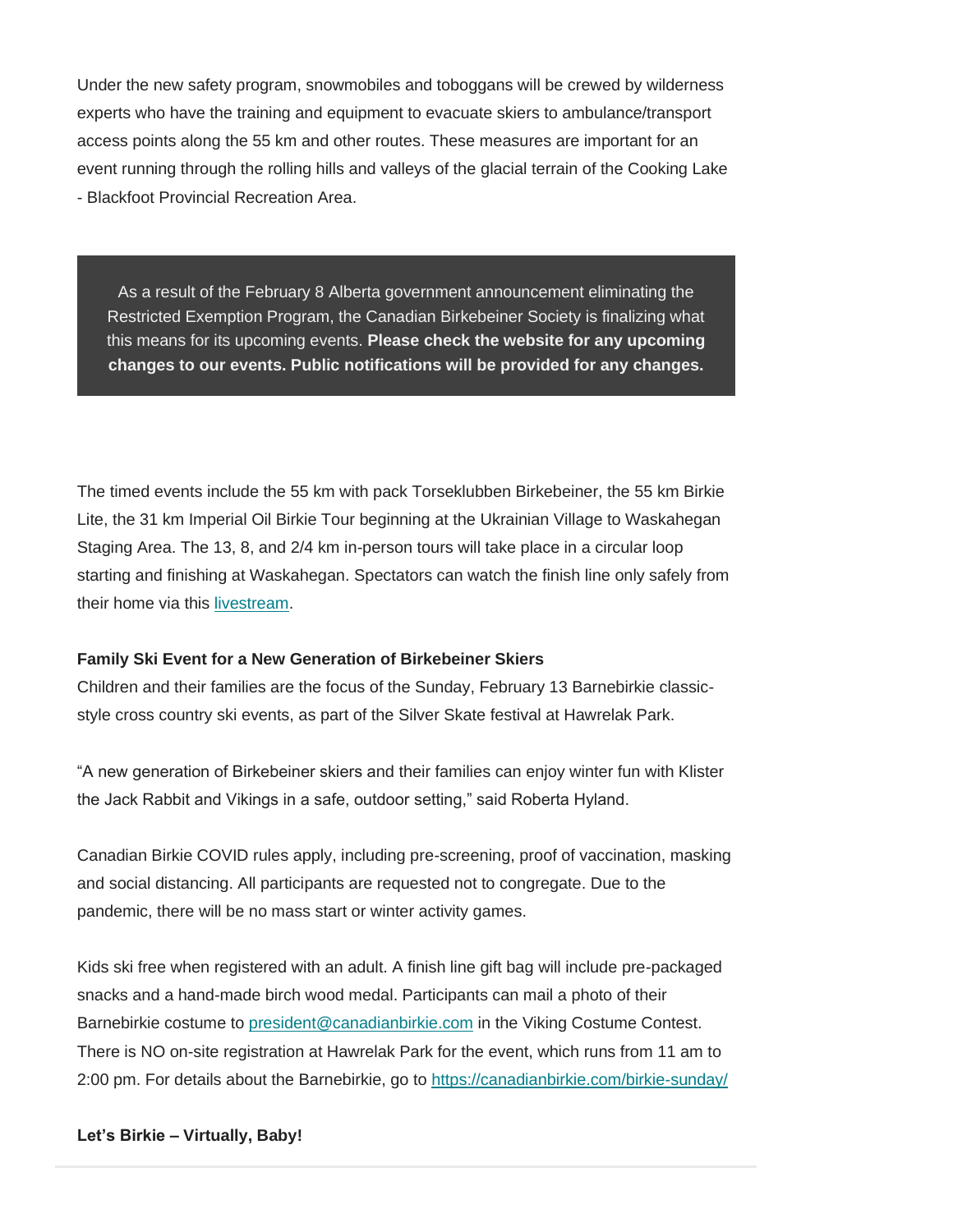Under the new safety program, snowmobiles and toboggans will be crewed by wilderness experts who have the training and equipment to evacuate skiers to ambulance/transport access points along the 55 km and other routes. These measures are important for an event running through the rolling hills and valleys of the glacial terrain of the Cooking Lake - Blackfoot Provincial Recreation Area.

> As a result of the February 8 Alberta government announcement eliminating the Restricted Exemption Program, the Canadian Birkebeiner Society is finalizing what this means for its upcoming events. **Please check the website for any upcoming changes to our events. Public notifications will be provided for any changes.**

The timed events include the 55 km with pack Torseklubben Birkebeiner, the 55 km Birkie Lite, the 31 km Imperial Oil Birkie Tour beginning at the Ukrainian Village to Waskahegan Staging Area. The 13, 8, and 2/4 km in-person tours will take place in a circular loop starting and finishing at Waskahegan. Spectators can watch the finish line only safely from their home via this [livestream](livestream).

**Family Ski Event for a New Generation of Birkebeiner Skiers**

Children and their families are the focus of the Sunday, February 13 Barnebirkie classic-style cross country ski events, as part of the Silver Skate festival at Hawrelak Park.

“A new generation of Birkebeiner skiers and their families can enjoy winter fun with Klister the Jack Rabbit and Vikings in a safe, outdoor setting,” said Roberta Hyland.

Canadian Birkie COVID rules apply, including pre-screening, proof of vaccination, masking and social distancing. All participants are requested not to congregate. Due to the pandemic, there will be no mass start or winter activity games.

Kids ski free when registered with an adult. A finish line gift bag will include pre-packaged snacks and a hand-made birch wood medal. Participants can mail a photo of their Barnebirkie costume to president@canadianbirkie.com in the Viking Costume Contest. There is NO on-site registration at Hawrelak Park for the event, which runs from 11 am to 2:00 pm. For details about the Barnebirkie, go to https://canadianbirkie.com/birkie-sunday/

**Let’s Birkie – Virtually, Baby!**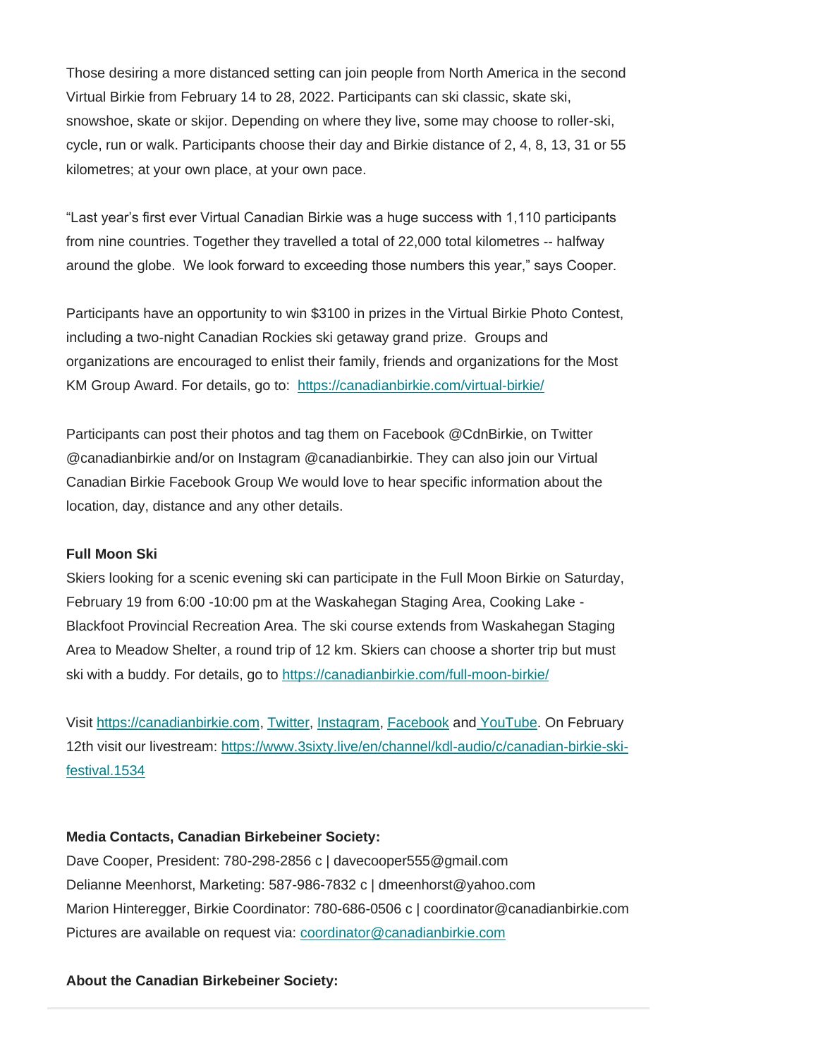Those desiring a more distanced setting can join people from North America in the second Virtual Birkie from February 14 to 28, 2022. Participants can ski classic, skate ski, snowshoe, skate or skijor. Depending on where they live, some may choose to roller-ski, cycle, run or walk. Participants choose their day and Birkie distance of 2, 4, 8, 13, 31 or 55 kilometres; at your own place, at your own pace.

“Last year’s first ever Virtual Canadian Birkie was a huge success with 1,110 participants from nine countries. Together they travelled a total of 22,000 total kilometres -- halfway around the globe.  We look forward to exceeding those numbers this year,” says Cooper.

Participants have an opportunity to win $3100 in prizes in the Virtual Birkie Photo Contest, including a two-night Canadian Rockies ski getaway grand prize.  Groups and organizations are encouraged to enlist their family, friends and organizations for the Most KM Group Award. For details, go to:  [https://canadianbirkie.com/virtual-birkie/](https://canadianbirkie.com/virtual-birkie/)

Participants can post their photos and tag them on Facebook @CdnBirkie, on Twitter @canadianbirkie and/or on Instagram @canadianbirkie. They can also join our Virtual Canadian Birkie Facebook Group We would love to hear specific information about the location, day, distance and any other details.

**Full Moon Ski**

Skiers looking for a scenic evening ski can participate in the Full Moon Birkie on Saturday, February 19 from 6:00 -10:00 pm at the Waskahegan Staging Area, Cooking Lake - Blackfoot Provincial Recreation Area. The ski course extends from Waskahegan Staging Area to Meadow Shelter, a round trip of 12 km. Skiers can choose a shorter trip but must ski with a buddy. For details, go to [https://canadianbirkie.com/full-moon-birkie/](https://canadianbirkie.com/full-moon-birkie/)

Visit [https://canadianbirkie.com](https://canadianbirkie.com), Twitter, Instagram, Facebook and YouTube. On February 12th visit our livestream: [https://www.3sixty.live/en/channel/kdl-audio/c/canadian-birkie-ski-festival.1534](https://www.3sixty.live/en/channel/kdl-audio/c/canadian-birkie-ski-festival.1534)

**Media Contacts, Canadian Birkebeiner Society:**

Dave Cooper, President: 780-298-2856 c | davecooper555@gmail.com
Delianne Meenhorst, Marketing: 587-986-7832 c | dmeenhorst@yahoo.com
Marion Hinteregger, Birkie Coordinator: 780-686-0506 c | coordinator@canadianbirkie.com
Pictures are available on request via: [coordinator@canadianbirkie.com](mailto:coordinator@canadianbirkie.com)

**About the Canadian Birkebeiner Society:**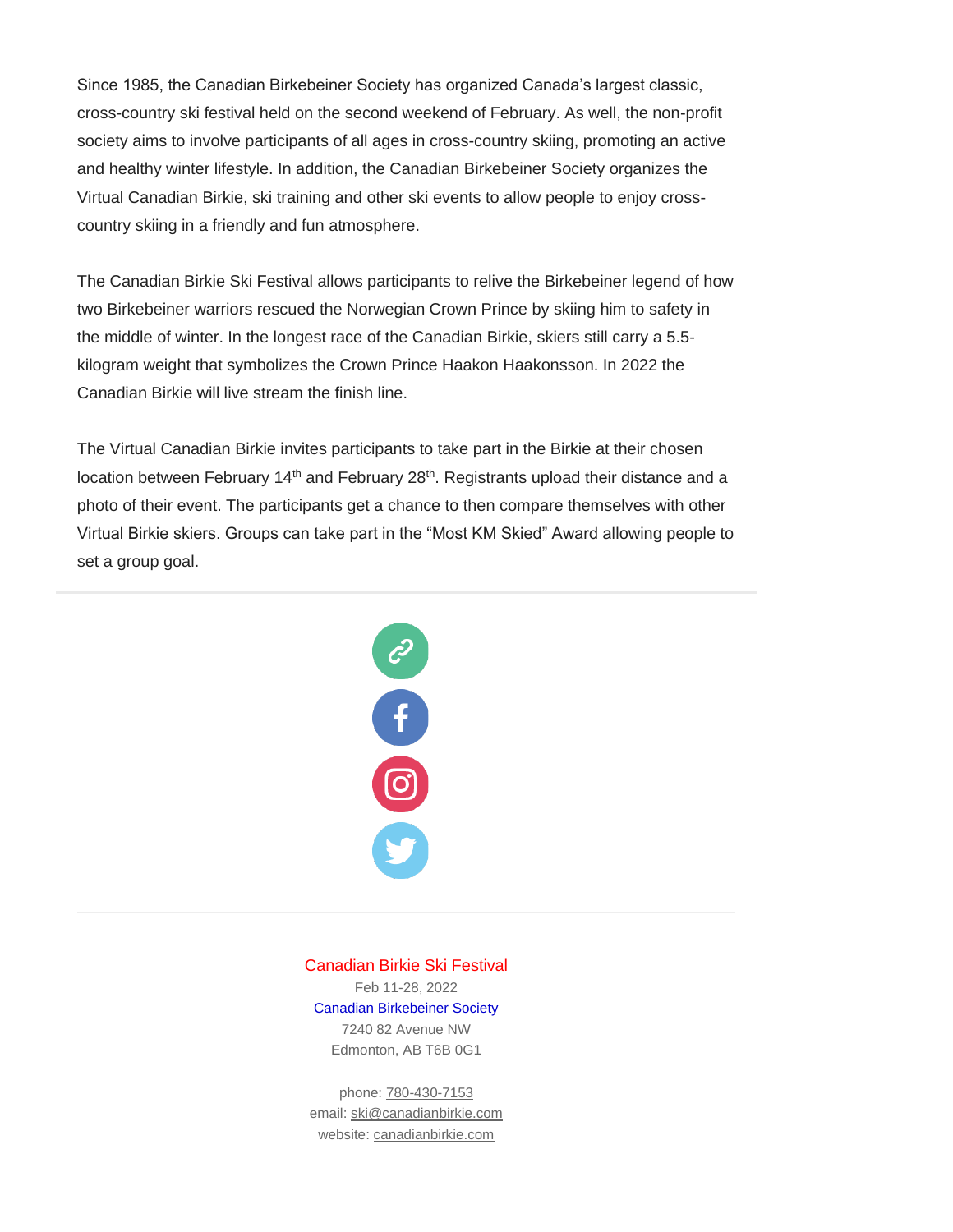Since 1985, the Canadian Birkebeiner Society has organized Canada's largest classic, cross-country ski festival held on the second weekend of February. As well, the non-profit society aims to involve participants of all ages in cross-country skiing, promoting an active and healthy winter lifestyle. In addition, the Canadian Birkebeiner Society organizes the Virtual Canadian Birkie, ski training and other ski events to allow people to enjoy cross-country skiing in a friendly and fun atmosphere.

The Canadian Birkie Ski Festival allows participants to relive the Birkebeiner legend of how two Birkebeiner warriors rescued the Norwegian Crown Prince by skiing him to safety in the middle of winter. In the longest race of the Canadian Birkie, skiers still carry a 5.5-kilogram weight that symbolizes the Crown Prince Haakon Haakonsson. In 2022 the Canadian Birkie will live stream the finish line.

The Virtual Canadian Birkie invites participants to take part in the Birkie at their chosen location between February 14th and February 28th. Registrants upload their distance and a photo of their event. The participants get a chance to then compare themselves with other Virtual Birkie skiers. Groups can take part in the "Most KM Skied" Award allowing people to set a group goal.

---

Canadian Birkie Ski Festival
Feb 11-28, 2022
Canadian Birkebeiner Society
7240 82 Avenue NW
Edmonton, AB T6B 0G1

phone: 780-430-7153
email: ski@canadianbirkie.com
website: canadianbirkie.com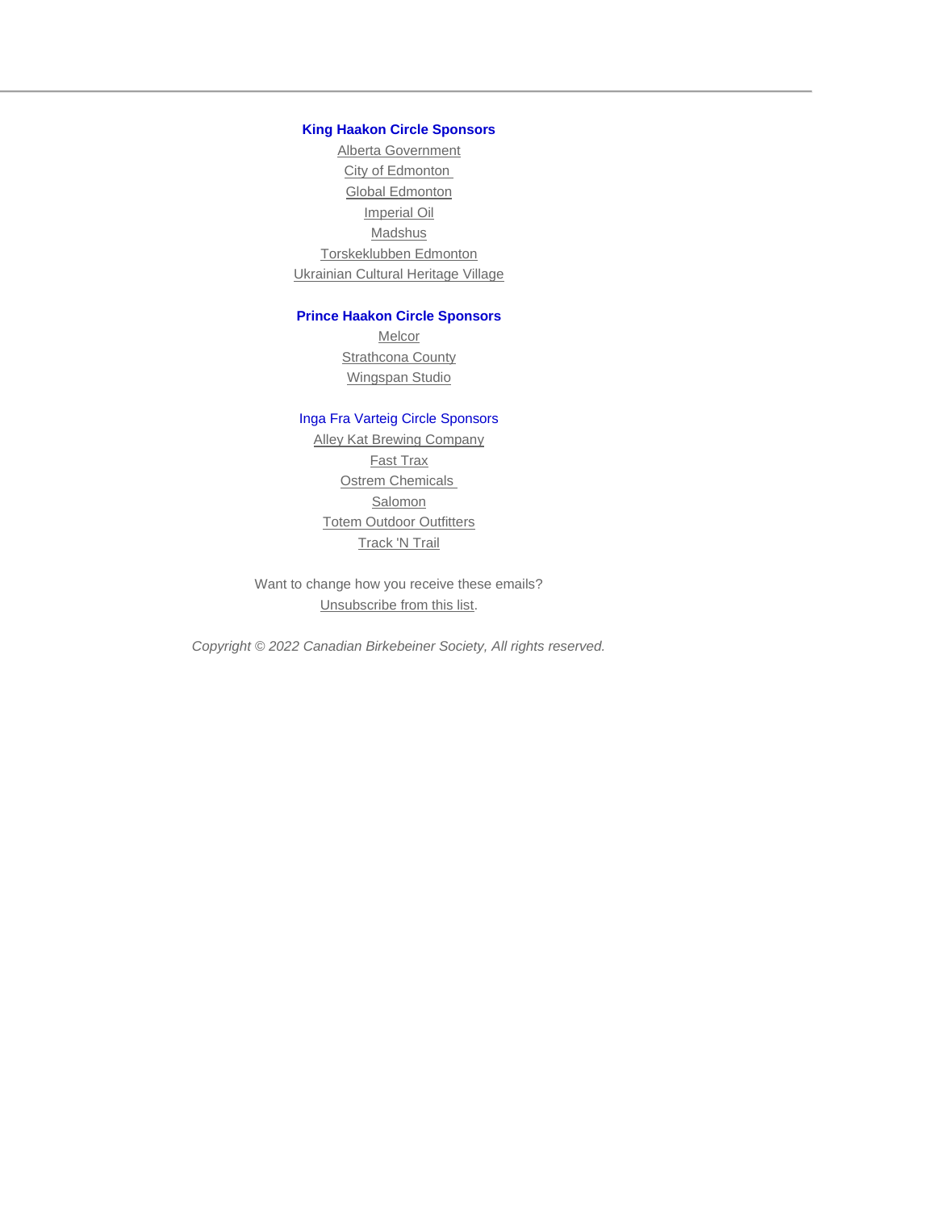---

**King Haakon Circle Sponsors**

Alberta Government
City of Edmonton
Global Edmonton
Imperial Oil
Madshus
Torskeklubben Edmonton
Ukrainian Cultural Heritage Village

**Prince Haakon Circle Sponsors**

Melcor
Strathcona County
Wingspan Studio

Inga Fra Varteig Circle Sponsors

Alley Kat Brewing Company
Fast Trax
Ostrem Chemicals
Salomon
Totem Outdoor Outfitters
Track 'N Trail

Want to change how you receive these emails?
Unsubscribe from this list.

*Copyright © 2022 Canadian Birkebeiner Society, All rights reserved.*